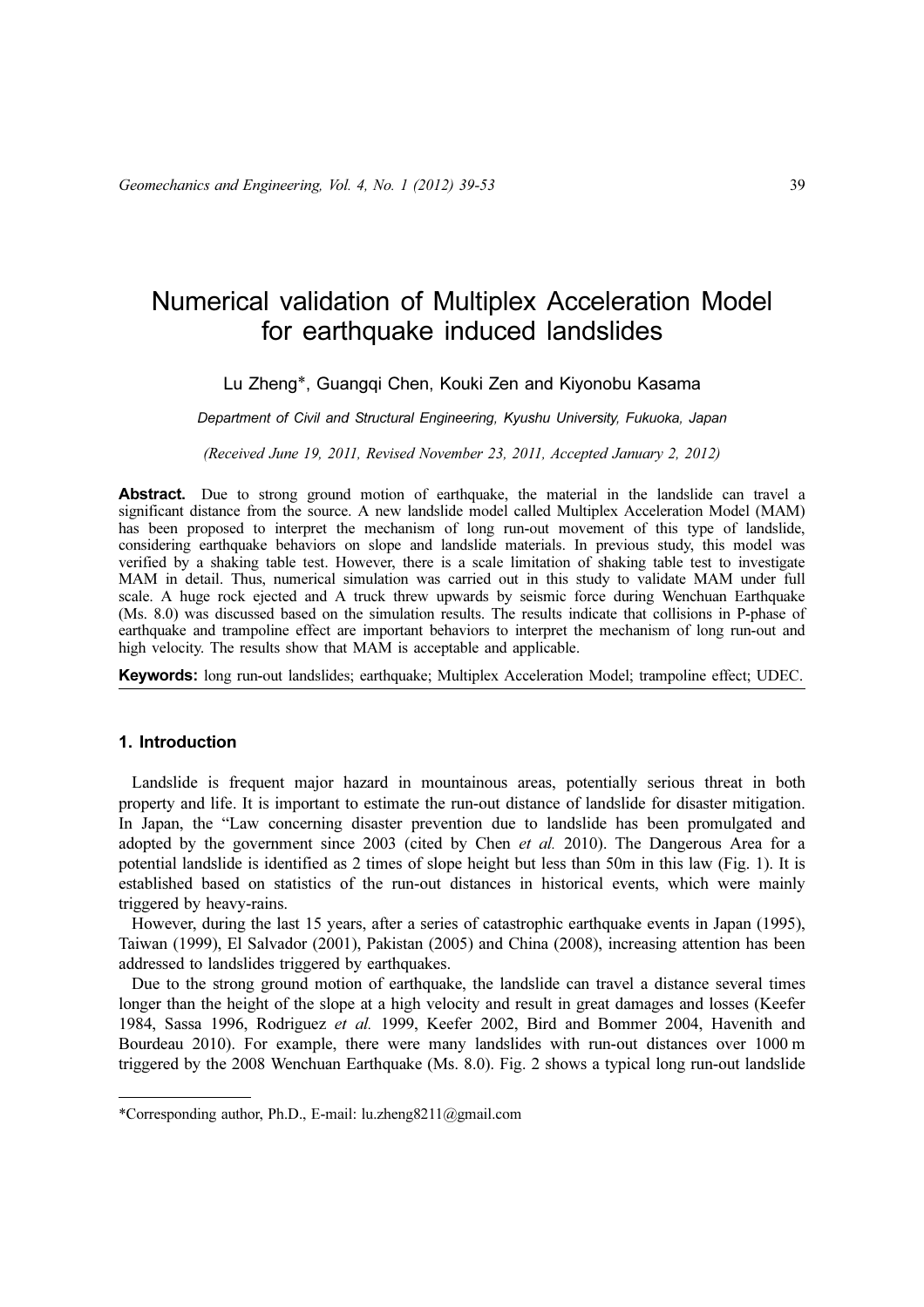# Numerical validation of Multiplex Acceleration Model for earthquake induced landslides

Lu Zheng*, Guangqi Chen, Kouki Zen and Kiyonobu Kasama

*Department of Civil and Structural Engineering, Kyushu University, Fukuoka, Japan*

*(Received June 19, 2011, Revised November 23, 2011, Accepted January 2, 2012)*

**Abstract.** Due to strong ground motion of earthquake, the material in the landslide can travel a significant distance from the source. A new landslide model called Multiplex Acceleration Model (MAM) has been proposed to interpret the mechanism of long run-out movement of this type of landslide, considering earthquake behaviors on slope and landslide materials. In previous study, this model was verified by a shaking table test. However, there is a scale limitation of shaking table test to investigate MAM in detail. Thus, numerical simulation was carried out in this study to validate MAM under full scale. A huge rock ejected and A truck threw upwards by seismic force during Wenchuan Earthquake (Ms. 8.0) was discussed based on the simulation results. The results indicate that collisions in P-phase of earthquake and trampoline effect are important behaviors to interpret the mechanism of long run-out and high velocity. The results show that MAM is acceptable and applicable.

**Keywords:** long run-out landslides; earthquake; Multiplex Acceleration Model; trampoline effect; UDEC.

## 1. Introduction

Landslide is frequent major hazard in mountainous areas, potentially serious threat in both property and life. It is important to estimate the run-out distance of landslide for disaster mitigation. In Japan, the "Law concerning disaster prevention due to landslide has been promulgated and adopted by the government since 2003 (cited by Chen *et al.* 2010). The Dangerous Area for a potential landslide is identified as 2 times of slope height but less than 50m in this law (Fig. 1). It is established based on statistics of the run-out distances in historical events, which were mainly triggered by heavy-rains.

However, during the last 15 years, after a series of catastrophic earthquake events in Japan (1995), Taiwan (1999), El Salvador (2001), Pakistan (2005) and China (2008), increasing attention has been addressed to landslides triggered by earthquakes.

Due to the strong ground motion of earthquake, the landslide can travel a distance several times longer than the height of the slope at a high velocity and result in great damages and losses (Keefer 1984, Sassa 1996, Rodriguez *et al.* 1999, Keefer 2002, Bird and Bommer 2004, Havenith and Bourdeau 2010). For example, there were many landslides with run-out distances over 1000 m triggered by the 2008 Wenchuan Earthquake (Ms. 8.0). Fig. 2 shows a typical long run-out landslide

---

*Corresponding author, Ph.D., E-mail: lu.zheng8211@gmail.com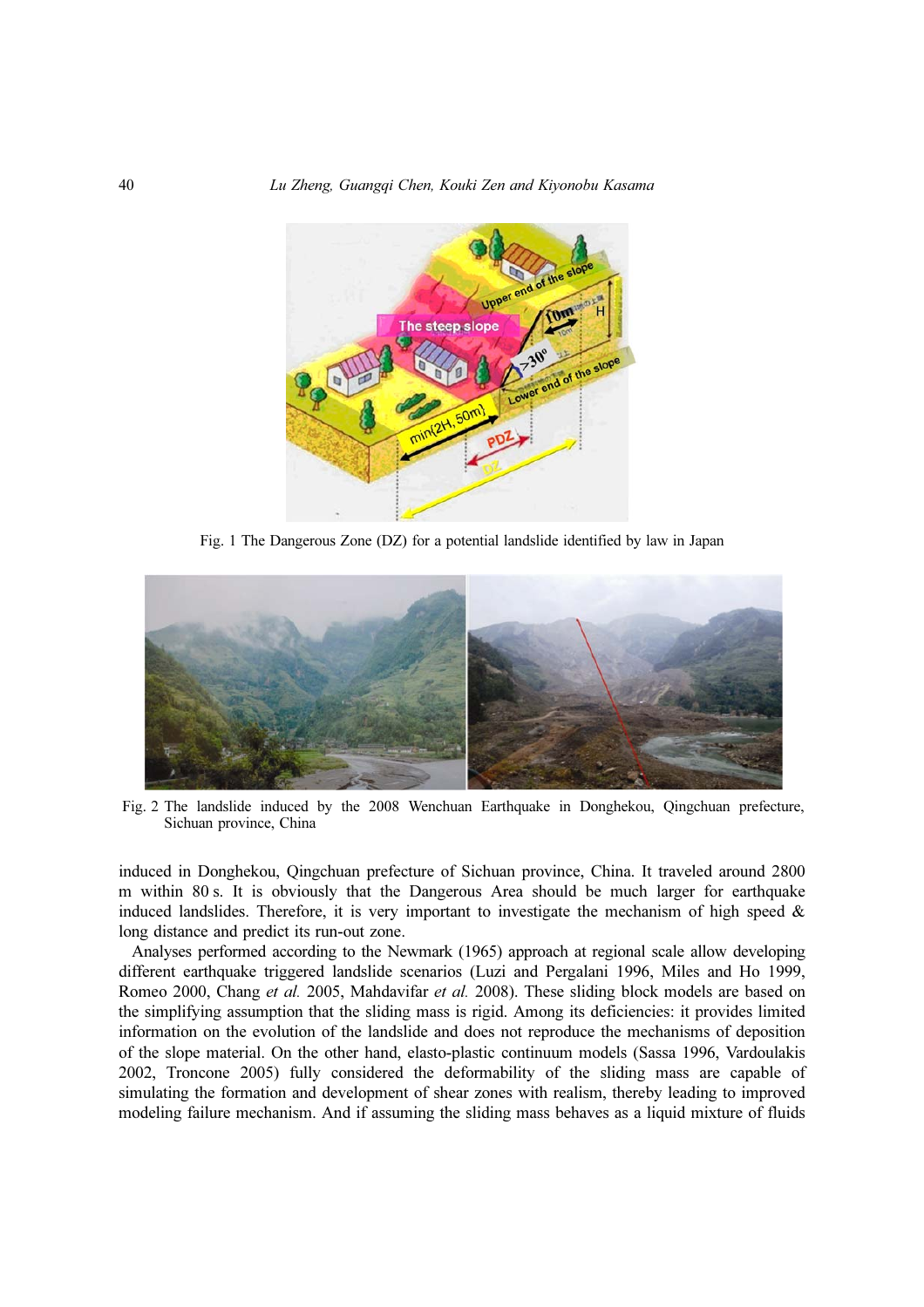Fig. 1 The Dangerous Zone (DZ) for a potential landslide identified by law in Japan

Fig. 2 The landslide induced by the 2008 Wenchuan Earthquake in Donghekou, Qingchuan prefecture, Sichuan province, China

induced in Donghekou, Qingchuan prefecture of Sichuan province, China. It traveled around 2800 m within 80 s. It is obviously that the Dangerous Area should be much larger for earthquake induced landslides. Therefore, it is very important to investigate the mechanism of high speed & long distance and predict its run-out zone.

Analyses performed according to the Newmark (1965) approach at regional scale allow developing different earthquake triggered landslide scenarios (Luzi and Pergalani 1996, Miles and Ho 1999, Romeo 2000, Chang *et al.* 2005, Mahdavifar *et al.* 2008). These sliding block models are based on the simplifying assumption that the sliding mass is rigid. Among its deficiencies: it provides limited information on the evolution of the landslide and does not reproduce the mechanisms of deposition of the slope material. On the other hand, elasto-plastic continuum models (Sassa 1996, Vardoulakis 2002, Troncone 2005) fully considered the deformability of the sliding mass are capable of simulating the formation and development of shear zones with realism, thereby leading to improved modeling failure mechanism. And if assuming the sliding mass behaves as a liquid mixture of fluids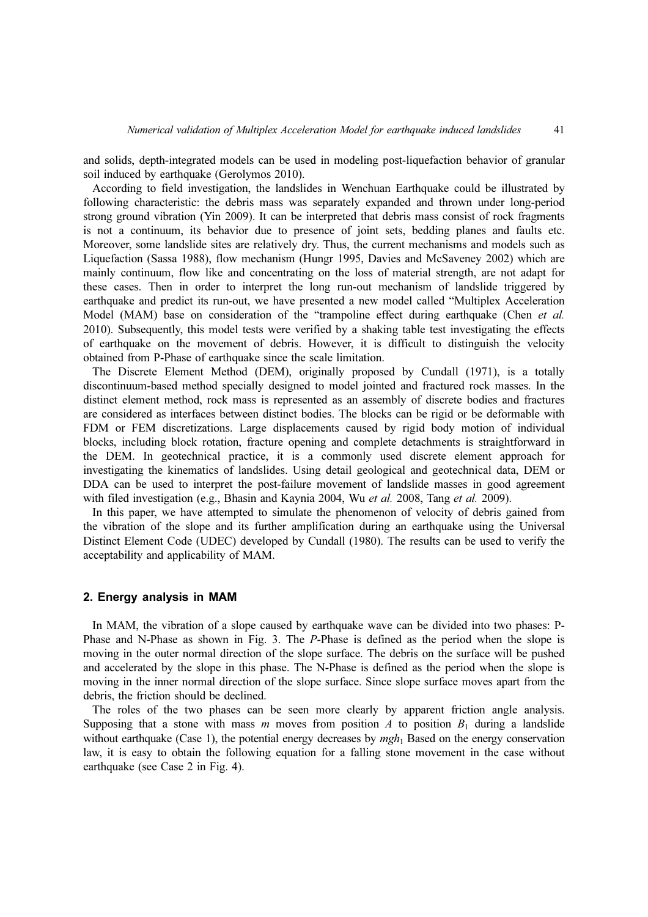and solids, depth-integrated models can be used in modeling post-liquefaction behavior of granular soil induced by earthquake (Gerolymos 2010).

According to field investigation, the landslides in Wenchuan Earthquake could be illustrated by following characteristic: the debris mass was separately expanded and thrown under long-period strong ground vibration (Yin 2009). It can be interpreted that debris mass consist of rock fragments is not a continuum, its behavior due to presence of joint sets, bedding planes and faults etc. Moreover, some landslide sites are relatively dry. Thus, the current mechanisms and models such as Liquefaction (Sassa 1988), flow mechanism (Hungr 1995, Davies and McSaveney 2002) which are mainly continuum, flow like and concentrating on the loss of material strength, are not adapt for these cases. Then in order to interpret the long run-out mechanism of landslide triggered by earthquake and predict its run-out, we have presented a new model called "Multiplex Acceleration Model (MAM) base on consideration of the "trampoline effect during earthquake (Chen *et al.* 2010). Subsequently, this model tests were verified by a shaking table test investigating the effects of earthquake on the movement of debris. However, it is difficult to distinguish the velocity obtained from P-Phase of earthquake since the scale limitation.

The Discrete Element Method (DEM), originally proposed by Cundall (1971), is a totally discontinuum-based method specially designed to model jointed and fractured rock masses. In the distinct element method, rock mass is represented as an assembly of discrete bodies and fractures are considered as interfaces between distinct bodies. The blocks can be rigid or be deformable with FDM or FEM discretizations. Large displacements caused by rigid body motion of individual blocks, including block rotation, fracture opening and complete detachments is straightforward in the DEM. In geotechnical practice, it is a commonly used discrete element approach for investigating the kinematics of landslides. Using detail geological and geotechnical data, DEM or DDA can be used to interpret the post-failure movement of landslide masses in good agreement with filed investigation (e.g., Bhasin and Kaynia 2004, Wu *et al.* 2008, Tang *et al.* 2009).

In this paper, we have attempted to simulate the phenomenon of velocity of debris gained from the vibration of the slope and its further amplification during an earthquake using the Universal Distinct Element Code (UDEC) developed by Cundall (1980). The results can be used to verify the acceptability and applicability of MAM.

## 2. Energy analysis in MAM

In MAM, the vibration of a slope caused by earthquake wave can be divided into two phases: P-Phase and N-Phase as shown in Fig. 3. The *P*-Phase is defined as the period when the slope is moving in the outer normal direction of the slope surface. The debris on the surface will be pushed and accelerated by the slope in this phase. The N-Phase is defined as the period when the slope is moving in the inner normal direction of the slope surface. Since slope surface moves apart from the debris, the friction should be declined.

The roles of the two phases can be seen more clearly by apparent friction angle analysis. Supposing that a stone with mass $m$ moves from position $A$ to position $B_1$ during a landslide without earthquake (Case 1), the potential energy decreases by $mgh_1$ Based on the energy conservation law, it is easy to obtain the following equation for a falling stone movement in the case without earthquake (see Case 2 in Fig. 4).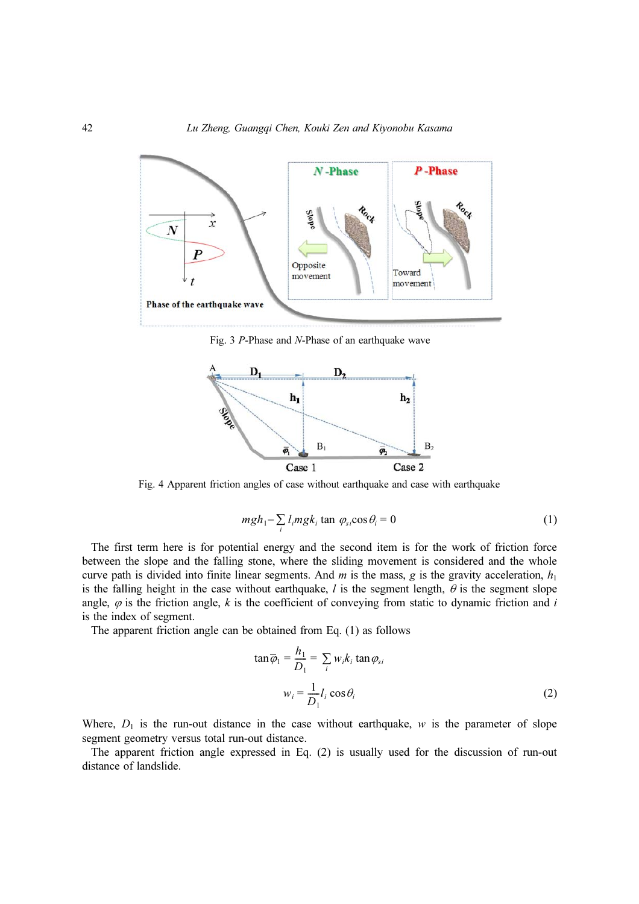Fig. 3 $P$-Phase and $N$-Phase of an earthquake wave

Fig. 4 Apparent friction angles of case without earthquake and case with earthquake

$$mgh_1 - \sum_i l_i mgk_i \tan \varphi_{si} \cos \theta_i = 0 \tag{1}$$

The first term here is for potential energy and the second item is for the work of friction force between the slope and the falling stone, where the sliding movement is considered and the whole curve path is divided into finite linear segments. And $m$ is the mass, $g$ is the gravity acceleration, $h_1$ is the falling height in the case without earthquake, $l$ is the segment length, $\theta$ is the segment slope angle, $\varphi$ is the friction angle, $k$ is the coefficient of conveying from static to dynamic friction and $i$ is the index of segment.

The apparent friction angle can be obtained from Eq. (1) as follows

$$\tan \overline{\varphi}_1 = \frac{h_1}{D_1} = \sum_i w_i k_i \tan \varphi_{si}$$

$$w_i = \frac{1}{D_1} l_i \cos \theta_i \tag{2}$$

Where, $D_1$ is the run-out distance in the case without earthquake, $w$ is the parameter of slope segment geometry versus total run-out distance.

The apparent friction angle expressed in Eq. (2) is usually used for the discussion of run-out distance of landslide.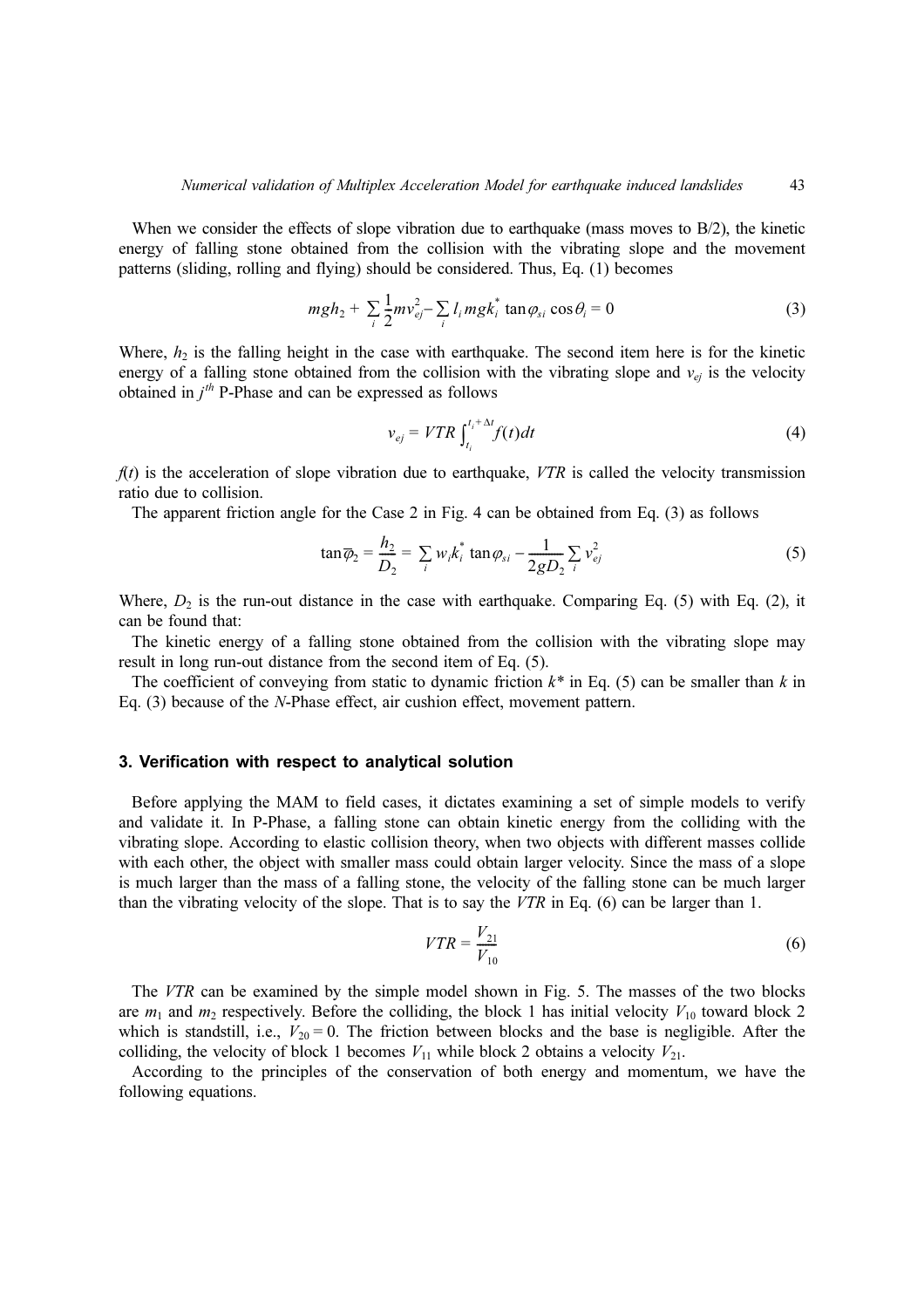When we consider the effects of slope vibration due to earthquake (mass moves to B/2), the kinetic energy of falling stone obtained from the collision with the vibrating slope and the movement patterns (sliding, rolling and flying) should be considered. Thus, Eq. (1) becomes

$$mgh_2 + \sum_i \frac{1}{2} m v_{ej}^2 - \sum_i l_i mg k_i^* \tan\varphi_{si} \cos\theta_i = 0 \tag{3}$$

Where, $h_2$ is the falling height in the case with earthquake. The second item here is for the kinetic energy of a falling stone obtained from the collision with the vibrating slope and $v_{ej}$ is the velocity obtained in $j^{th}$ P-Phase and can be expressed as follows

$$v_{ej} = VTR \int_{t_i}^{t_i + \Delta t} f(t)dt \tag{4}$$

$f(t)$ is the acceleration of slope vibration due to earthquake, $VTR$ is called the velocity transmission ratio due to collision.

The apparent friction angle for the Case 2 in Fig. 4 can be obtained from Eq. (3) as follows

$$\tan\overline{\varphi}_2 = \frac{h_2}{D_2} = \sum_i w_i k_i^* \tan\varphi_{si} - \frac{1}{2gD_2} \sum_i v_{ej}^2 \tag{5}$$

Where, $D_2$ is the run-out distance in the case with earthquake. Comparing Eq. (5) with Eq. (2), it can be found that:

The kinetic energy of a falling stone obtained from the collision with the vibrating slope may result in long run-out distance from the second item of Eq. (5).

The coefficient of conveying from static to dynamic friction $k^*$ in Eq. (5) can be smaller than $k$ in Eq. (3) because of the $N$-Phase effect, air cushion effect, movement pattern.

## 3. Verification with respect to analytical solution

Before applying the MAM to field cases, it dictates examining a set of simple models to verify and validate it. In P-Phase, a falling stone can obtain kinetic energy from the colliding with the vibrating slope. According to elastic collision theory, when two objects with different masses collide with each other, the object with smaller mass could obtain larger velocity. Since the mass of a slope is much larger than the mass of a falling stone, the velocity of the falling stone can be much larger than the vibrating velocity of the slope. That is to say the $VTR$ in Eq. (6) can be larger than 1.

$$VTR = \frac{V_{21}}{V_{10}} \tag{6}$$

The $VTR$ can be examined by the simple model shown in Fig. 5. The masses of the two blocks are $m_1$ and $m_2$ respectively. Before the colliding, the block 1 has initial velocity $V_{10}$ toward block 2 which is standstill, i.e., $V_{20} = 0$. The friction between blocks and the base is negligible. After the colliding, the velocity of block 1 becomes $V_{11}$ while block 2 obtains a velocity $V_{21}$.

According to the principles of the conservation of both energy and momentum, we have the following equations.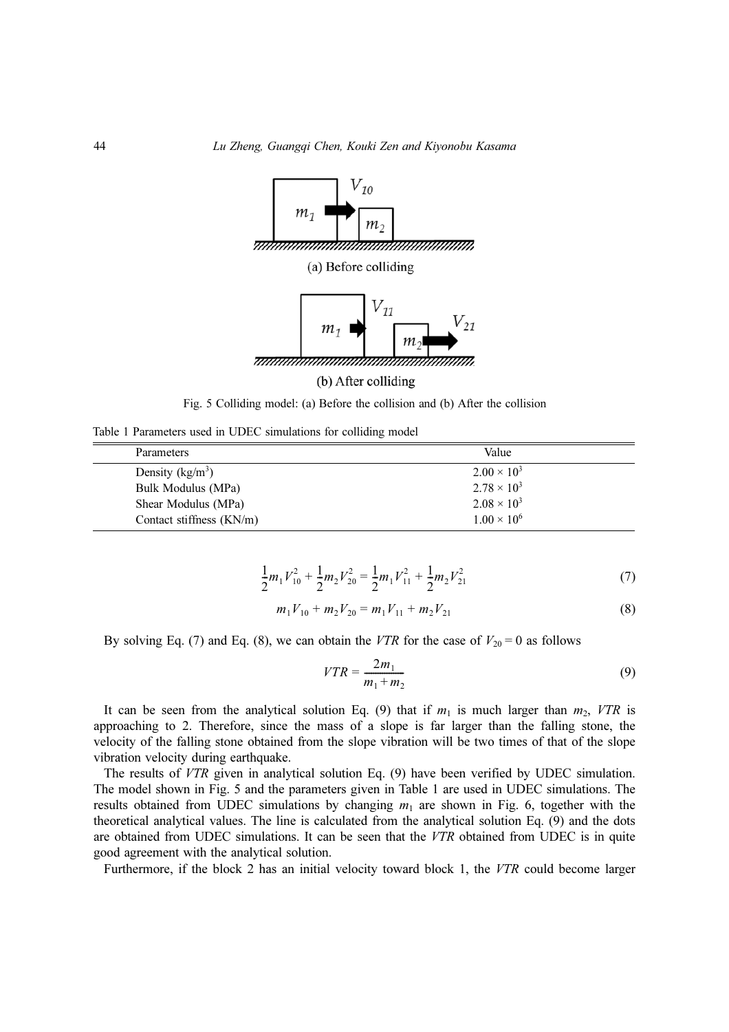(a) Before colliding

(b) After colliding

Fig. 5 Colliding model: (a) Before the collision and (b) After the collision

Table 1 Parameters used in UDEC simulations for colliding model

| Parameters | Value |
|---|---|
| Density (kg/m$^3$) | $2.00 \times 10^3$ |
| Bulk Modulus (MPa) | $2.78 \times 10^3$ |
| Shear Modulus (MPa) | $2.08 \times 10^3$ |
| Contact stiffness (KN/m) | $1.00 \times 10^6$ |

$$\frac{1}{2}m_1V_{10}^2 + \frac{1}{2}m_2V_{20}^2 = \frac{1}{2}m_1V_{11}^2 + \frac{1}{2}m_2V_{21}^2 \tag{7}$$

$$m_1V_{10} + m_2V_{20} = m_1V_{11} + m_2V_{21} \tag{8}$$

By solving Eq. (7) and Eq. (8), we can obtain the *VTR* for the case of $V_{20} = 0$ as follows

$$VTR = \frac{2m_1}{m_1 + m_2} \tag{9}$$

It can be seen from the analytical solution Eq. (9) that if $m_1$ is much larger than $m_2$, *VTR* is approaching to 2. Therefore, since the mass of a slope is far larger than the falling stone, the velocity of the falling stone obtained from the slope vibration will be two times of that of the slope vibration velocity during earthquake.

The results of *VTR* given in analytical solution Eq. (9) have been verified by UDEC simulation. The model shown in Fig. 5 and the parameters given in Table 1 are used in UDEC simulations. The results obtained from UDEC simulations by changing $m_1$ are shown in Fig. 6, together with the theoretical analytical values. The line is calculated from the analytical solution Eq. (9) and the dots are obtained from UDEC simulations. It can be seen that the *VTR* obtained from UDEC is in quite good agreement with the analytical solution.

Furthermore, if the block 2 has an initial velocity toward block 1, the *VTR* could become larger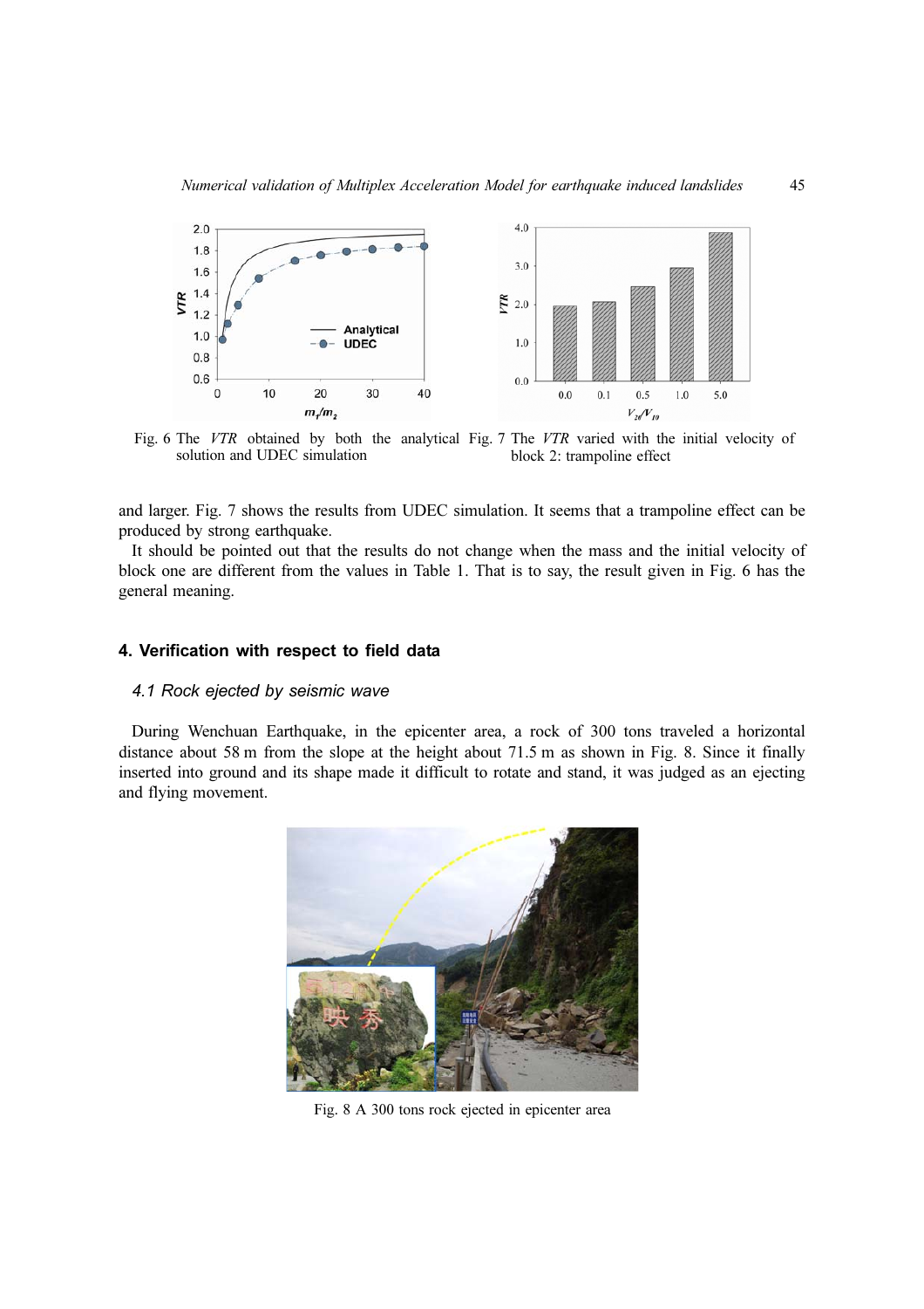Fig. 6 The $VTR$ obtained by both the analytical solution and UDEC simulation

Fig. 7 The $VTR$ varied with the initial velocity of block 2: trampoline effect

and larger. Fig. 7 shows the results from UDEC simulation. It seems that a trampoline effect can be produced by strong earthquake.

It should be pointed out that the results do not change when the mass and the initial velocity of block one are different from the values in Table 1. That is to say, the result given in Fig. 6 has the general meaning.

## 4. Verification with respect to field data

### 4.1 Rock ejected by seismic wave

During Wenchuan Earthquake, in the epicenter area, a rock of 300 tons traveled a horizontal distance about 58 m from the slope at the height about 71.5 m as shown in Fig. 8. Since it finally inserted into ground and its shape made it difficult to rotate and stand, it was judged as an ejecting and flying movement.

Fig. 8 A 300 tons rock ejected in epicenter area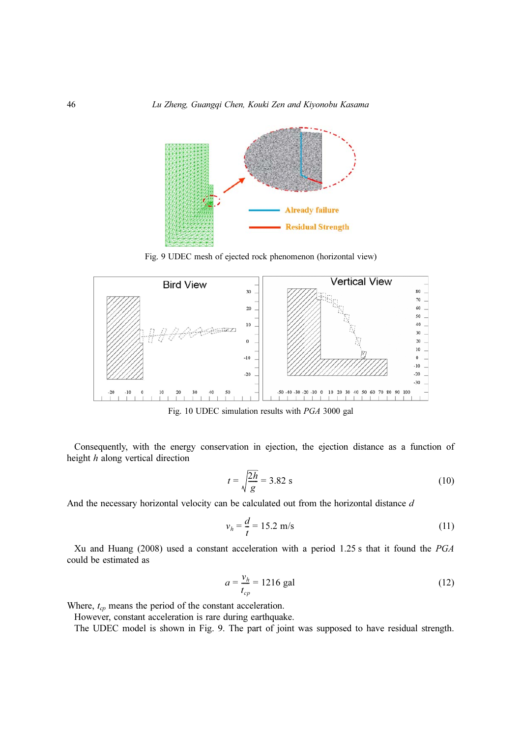Fig. 9 UDEC mesh of ejected rock phenomenon (horizontal view)

Fig. 10 UDEC simulation results with *PGA* 3000 gal

Consequently, with the energy conservation in ejection, the ejection distance as a function of height $h$ along vertical direction

$$t = \sqrt{\frac{2h}{g}} = 3.82 \text{ s} \tag{10}$$

And the necessary horizontal velocity can be calculated out from the horizontal distance $d$

$$v_h = \frac{d}{t} = 15.2 \text{ m/s} \tag{11}$$

Xu and Huang (2008) used a constant acceleration with a period 1.25 s that it found the *PGA* could be estimated as

$$a = \frac{v_h}{t_{cp}} = 1216 \text{ gal} \tag{12}$$

Where, $t_{cp}$ means the period of the constant acceleration.

However, constant acceleration is rare during earthquake.

The UDEC model is shown in Fig. 9. The part of joint was supposed to have residual strength.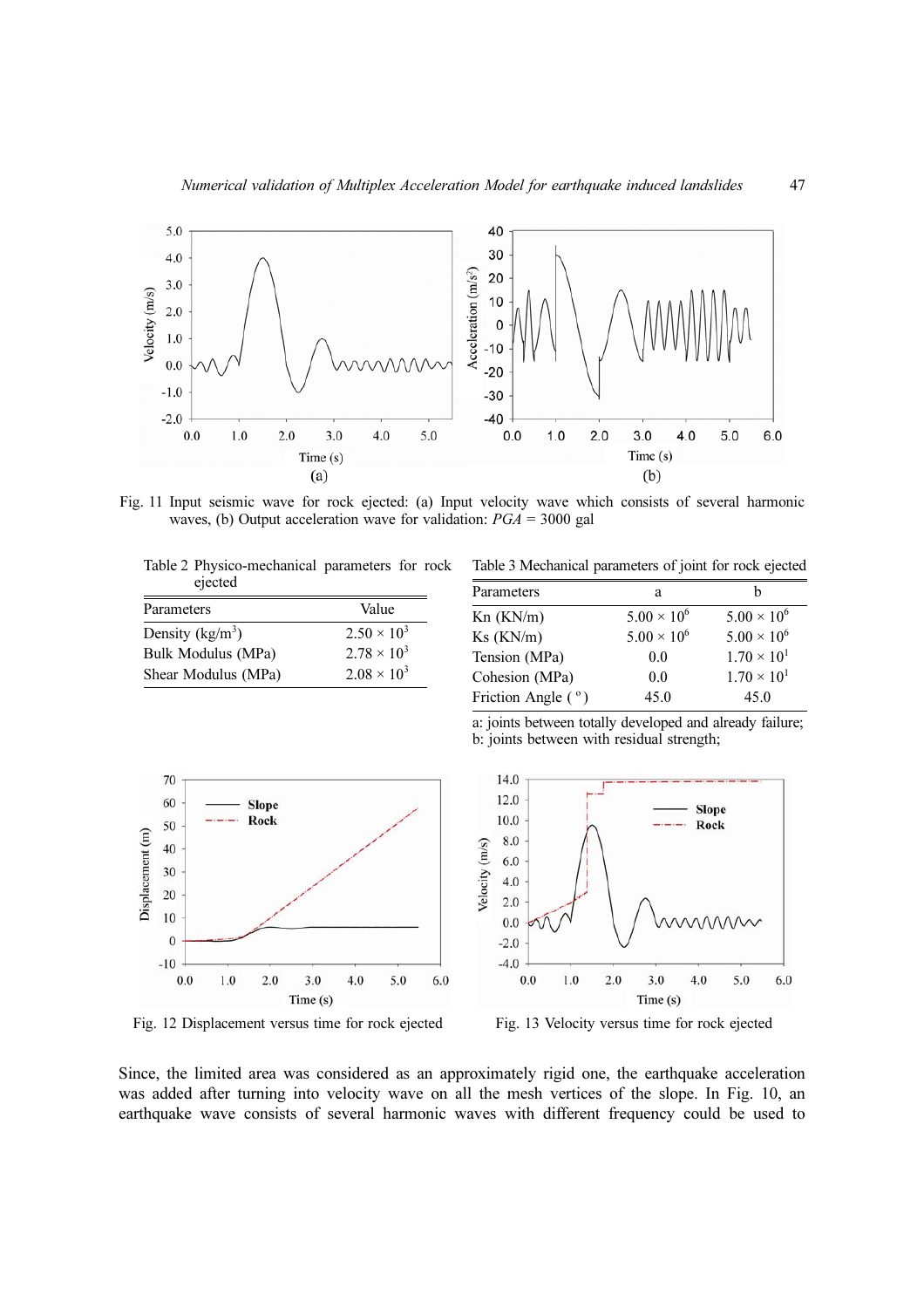Fig. 11 Input seismic wave for rock ejected: (a) Input velocity wave which consists of several harmonic waves, (b) Output acceleration wave for validation: $PGA$ = 3000 gal

Table 2 Physico-mechanical parameters for rock ejected

| Parameters | Value |
|---|---|
| Density (kg/m$^3$) | $2.50 \times 10^3$ |
| Bulk Modulus (MPa) | $2.78 \times 10^3$ |
| Shear Modulus (MPa) | $2.08 \times 10^3$ |

Table 3 Mechanical parameters of joint for rock ejected

| Parameters | a | b |
|---|---|---|
| Kn (KN/m) | $5.00 \times 10^6$ | $5.00 \times 10^6$ |
| Ks (KN/m) | $5.00 \times 10^6$ | $5.00 \times 10^6$ |
| Tension (MPa) | 0.0 | $1.70 \times 10^1$ |
| Cohesion (MPa) | 0.0 | $1.70 \times 10^1$ |
| Friction Angle ( º ) | 45.0 | 45.0 |

a: joints between totally developed and already failure;
b: joints between with residual strength;

Fig. 12 Displacement versus time for rock ejected

Fig. 13 Velocity versus time for rock ejected

Since, the limited area was considered as an approximately rigid one, the earthquake acceleration was added after turning into velocity wave on all the mesh vertices of the slope. In Fig. 10, an earthquake wave consists of several harmonic waves with different frequency could be used to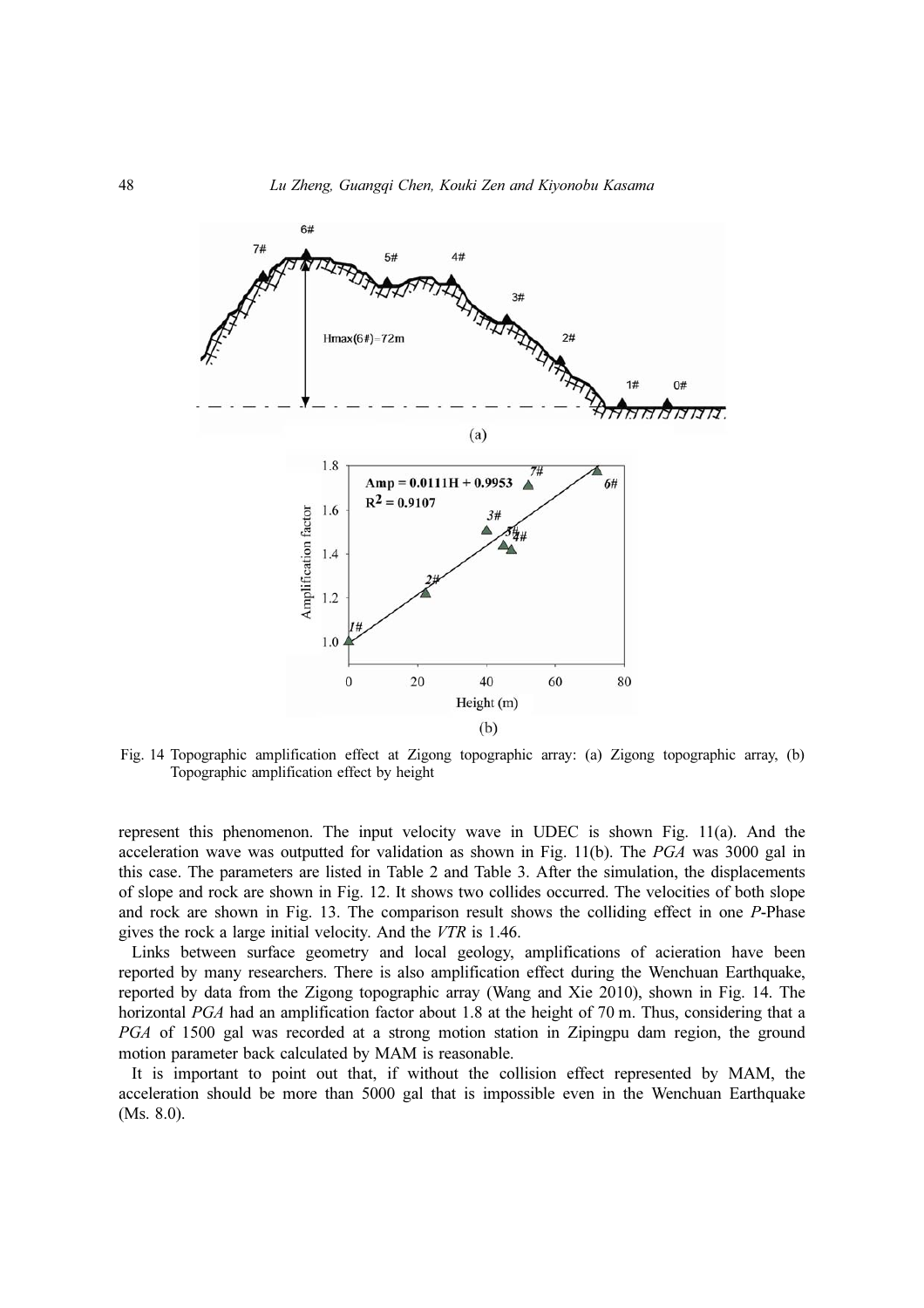Fig. 14 Topographic amplification effect at Zigong topographic array: (a) Zigong topographic array, (b) Topographic amplification effect by height

represent this phenomenon. The input velocity wave in UDEC is shown Fig. 11(a). And the acceleration wave was outputted for validation as shown in Fig. 11(b). The *PGA* was 3000 gal in this case. The parameters are listed in Table 2 and Table 3. After the simulation, the displacements of slope and rock are shown in Fig. 12. It shows two collides occurred. The velocities of both slope and rock are shown in Fig. 13. The comparison result shows the colliding effect in one *P*-Phase gives the rock a large initial velocity. And the *VTR* is 1.46.

Links between surface geometry and local geology, amplifications of acieration have been reported by many researchers. There is also amplification effect during the Wenchuan Earthquake, reported by data from the Zigong topographic array (Wang and Xie 2010), shown in Fig. 14. The horizontal *PGA* had an amplification factor about 1.8 at the height of 70 m. Thus, considering that a *PGA* of 1500 gal was recorded at a strong motion station in Zipingpu dam region, the ground motion parameter back calculated by MAM is reasonable.

It is important to point out that, if without the collision effect represented by MAM, the acceleration should be more than 5000 gal that is impossible even in the Wenchuan Earthquake (Ms. 8.0).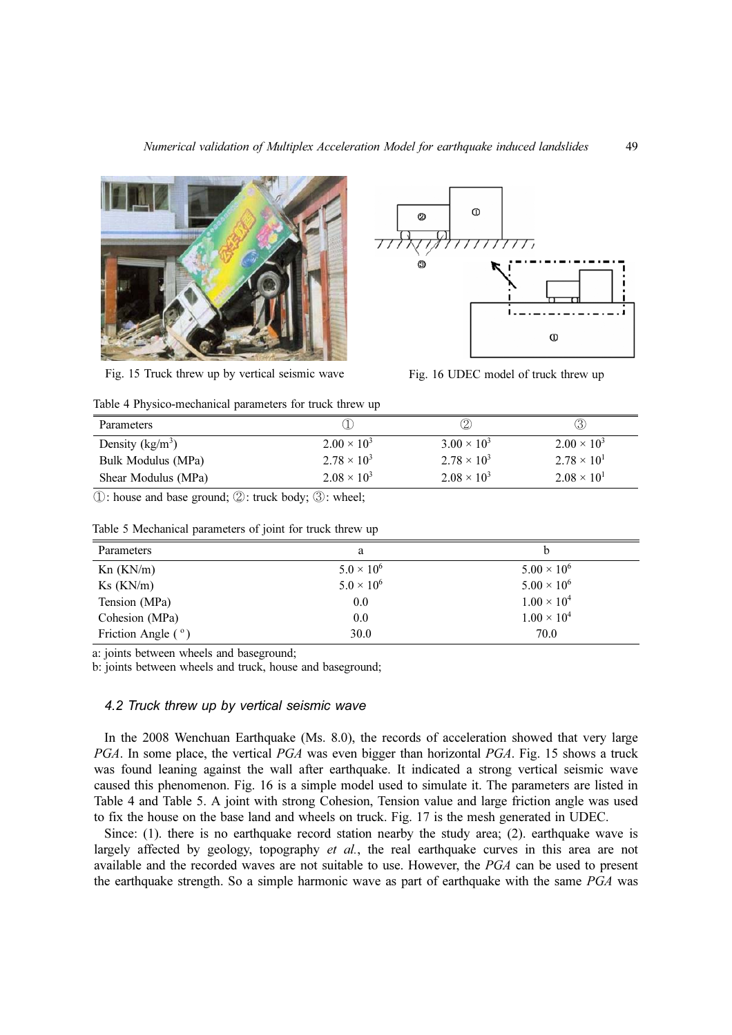Fig. 15 Truck threw up by vertical seismic wave

Fig. 16 UDEC model of truck threw up

Table 4 Physico-mechanical parameters for truck threw up

| Parameters | ① | ② | ③ |
|---|---|---|---|
| Density (kg/m$^3$) | $2.00 \times 10^3$ | $3.00 \times 10^3$ | $2.00 \times 10^3$ |
| Bulk Modulus (MPa) | $2.78 \times 10^3$ | $2.78 \times 10^3$ | $2.78 \times 10^1$ |
| Shear Modulus (MPa) | $2.08 \times 10^3$ | $2.08 \times 10^3$ | $2.08 \times 10^1$ |

①: house and base ground; ②: truck body; ③: wheel;

Table 5 Mechanical parameters of joint for truck threw up

| Parameters | a | b |
|---|---|---|
| Kn (KN/m) | $5.0 \times 10^6$ | $5.00 \times 10^6$ |
| Ks (KN/m) | $5.0 \times 10^6$ | $5.00 \times 10^6$ |
| Tension (MPa) | 0.0 | $1.00 \times 10^4$ |
| Cohesion (MPa) | 0.0 | $1.00 \times 10^4$ |
| Friction Angle ( $^o$ ) | 30.0 | 70.0 |

a: joints between wheels and baseground;
b: joints between wheels and truck, house and baseground;

### 4.2 Truck threw up by vertical seismic wave

In the 2008 Wenchuan Earthquake (Ms. 8.0), the records of acceleration showed that very large *PGA*. In some place, the vertical *PGA* was even bigger than horizontal *PGA*. Fig. 15 shows a truck was found leaning against the wall after earthquake. It indicated a strong vertical seismic wave caused this phenomenon. Fig. 16 is a simple model used to simulate it. The parameters are listed in Table 4 and Table 5. A joint with strong Cohesion, Tension value and large friction angle was used to fix the house on the base land and wheels on truck. Fig. 17 is the mesh generated in UDEC.

Since: (1). there is no earthquake record station nearby the study area; (2). earthquake wave is largely affected by geology, topography *et al.*, the real earthquake curves in this area are not available and the recorded waves are not suitable to use. However, the *PGA* can be used to present the earthquake strength. So a simple harmonic wave as part of earthquake with the same *PGA* was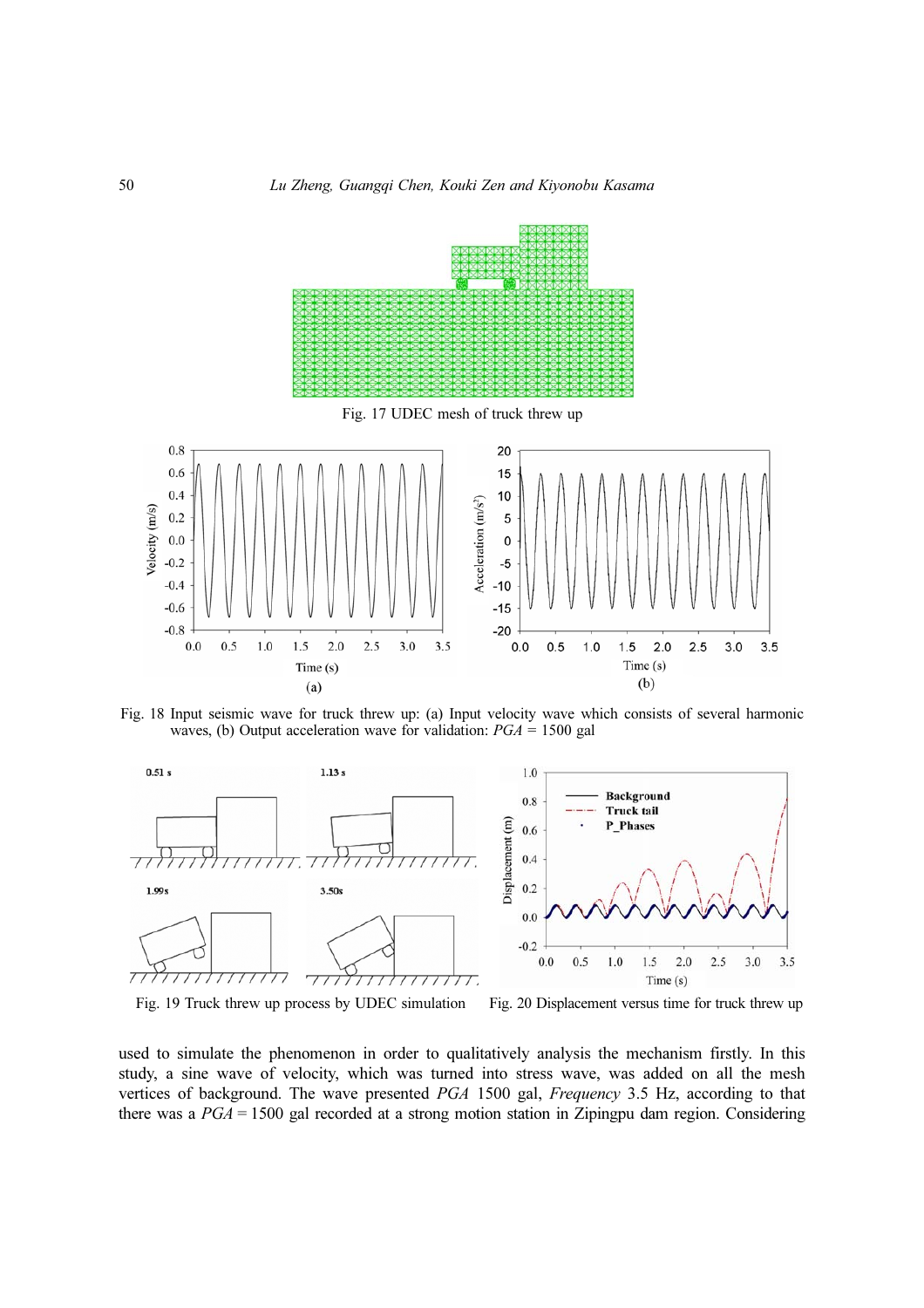Fig. 17 UDEC mesh of truck threw up

Fig. 18 Input seismic wave for truck threw up: (a) Input velocity wave which consists of several harmonic waves, (b) Output acceleration wave for validation: *PGA* = 1500 gal

Fig. 19 Truck threw up process by UDEC simulation

Fig. 20 Displacement versus time for truck threw up

used to simulate the phenomenon in order to qualitatively analysis the mechanism firstly. In this study, a sine wave of velocity, which was turned into stress wave, was added on all the mesh vertices of background. The wave presented *PGA* 1500 gal, *Frequency* 3.5 Hz, according to that there was a *PGA* = 1500 gal recorded at a strong motion station in Zipingpu dam region. Considering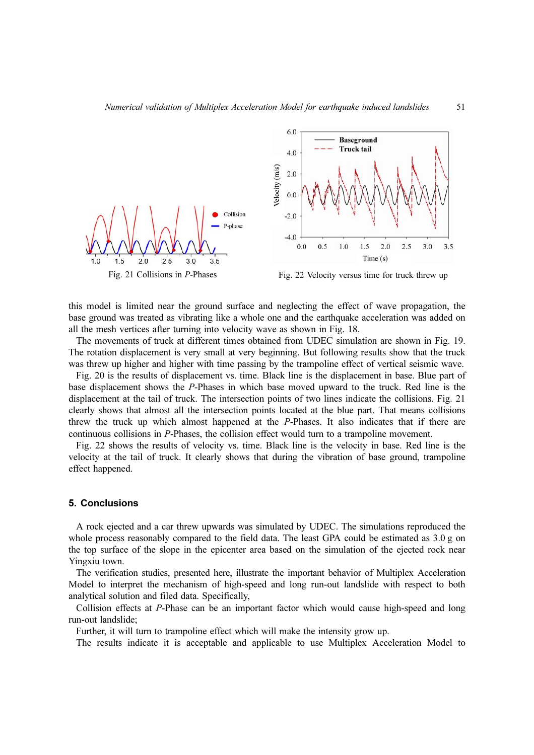Fig. 21 Collisions in *P*-Phases

Fig. 22 Velocity versus time for truck threw up

this model is limited near the ground surface and neglecting the effect of wave propagation, the base ground was treated as vibrating like a whole one and the earthquake acceleration was added on all the mesh vertices after turning into velocity wave as shown in Fig. 18.

The movements of truck at different times obtained from UDEC simulation are shown in Fig. 19. The rotation displacement is very small at very beginning. But following results show that the truck was threw up higher and higher with time passing by the trampoline effect of vertical seismic wave.

Fig. 20 is the results of displacement vs. time. Black line is the displacement in base. Blue part of base displacement shows the *P*-Phases in which base moved upward to the truck. Red line is the displacement at the tail of truck. The intersection points of two lines indicate the collisions. Fig. 21 clearly shows that almost all the intersection points located at the blue part. That means collisions threw the truck up which almost happened at the *P*-Phases. It also indicates that if there are continuous collisions in *P*-Phases, the collision effect would turn to a trampoline movement.

Fig. 22 shows the results of velocity vs. time. Black line is the velocity in base. Red line is the velocity at the tail of truck. It clearly shows that during the vibration of base ground, trampoline effect happened.

## 5. Conclusions

A rock ejected and a car threw upwards was simulated by UDEC. The simulations reproduced the whole process reasonably compared to the field data. The least GPA could be estimated as 3.0 g on the top surface of the slope in the epicenter area based on the simulation of the ejected rock near Yingxiu town.

The verification studies, presented here, illustrate the important behavior of Multiplex Acceleration Model to interpret the mechanism of high-speed and long run-out landslide with respect to both analytical solution and filed data. Specifically,

Collision effects at *P*-Phase can be an important factor which would cause high-speed and long run-out landslide;

Further, it will turn to trampoline effect which will make the intensity grow up.

The results indicate it is acceptable and applicable to use Multiplex Acceleration Model to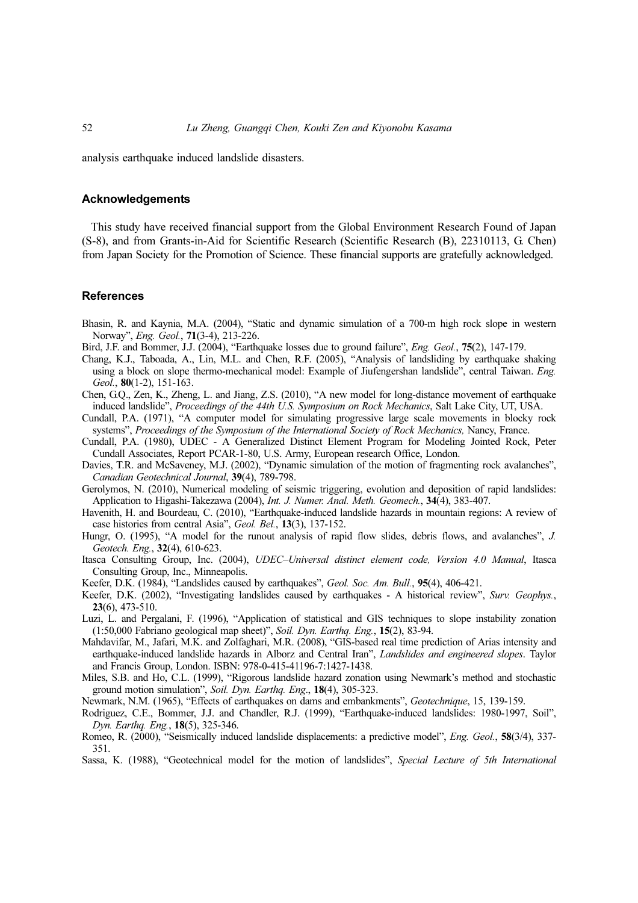analysis earthquake induced landslide disasters.

## Acknowledgements

This study have received financial support from the Global Environment Research Found of Japan (S-8), and from Grants-in-Aid for Scientific Research (Scientific Research (B), 22310113, G. Chen) from Japan Society for the Promotion of Science. These financial supports are gratefully acknowledged.

## References

Bhasin, R. and Kaynia, M.A. (2004), "Static and dynamic simulation of a 700-m high rock slope in western Norway", *Eng. Geol.*, **71**(3-4), 213-226.

Bird, J.F. and Bommer, J.J. (2004), "Earthquake losses due to ground failure", *Eng. Geol.*, **75**(2), 147-179.

Chang, K.J., Taboada, A., Lin, M.L. and Chen, R.F. (2005), "Analysis of landsliding by earthquake shaking using a block on slope thermo-mechanical model: Example of Jiufengershan landslide", central Taiwan. *Eng. Geol.*, **80**(1-2), 151-163.

Chen, G.Q., Zen, K., Zheng, L. and Jiang, Z.S. (2010), "A new model for long-distance movement of earthquake induced landslide", *Proceedings of the 44th U.S. Symposium on Rock Mechanics*, Salt Lake City, UT, USA.

Cundall, P.A. (1971), "A computer model for simulating progressive large scale movements in blocky rock systems", *Proceedings of the Symposium of the International Society of Rock Mechanics,* Nancy, France.

Cundall, P.A. (1980), UDEC - A Generalized Distinct Element Program for Modeling Jointed Rock, Peter Cundall Associates, Report PCAR-1-80, U.S. Army, European research Office, London.

Davies, T.R. and McSaveney, M.J. (2002), "Dynamic simulation of the motion of fragmenting rock avalanches", *Canadian Geotechnical Journal*, **39**(4), 789-798.

Gerolymos, N. (2010), Numerical modeling of seismic triggering, evolution and deposition of rapid landslides: Application to Higashi-Takezawa (2004), *Int. J. Numer. Anal. Meth. Geomech.*, **34**(4), 383-407.

Havenith, H. and Bourdeau, C. (2010), "Earthquake-induced landslide hazards in mountain regions: A review of case histories from central Asia", *Geol. Bel.*, **13**(3), 137-152.

Hungr, O. (1995), "A model for the runout analysis of rapid flow slides, debris flows, and avalanches", *J. Geotech. Eng.*, **32**(4), 610-623.

Itasca Consulting Group, Inc. (2004), *UDEC–Universal distinct element code, Version 4.0 Manual*, Itasca Consulting Group, Inc., Minneapolis.

Keefer, D.K. (1984), "Landslides caused by earthquakes", *Geol. Soc. Am. Bull.*, **95**(4), 406-421.

Keefer, D.K. (2002), "Investigating landslides caused by earthquakes - A historical review", *Surv. Geophys.*, **23**(6), 473-510.

Luzi, L. and Pergalani, F. (1996), "Application of statistical and GIS techniques to slope instability zonation (1:50,000 Fabriano geological map sheet)", *Soil. Dyn. Earthq. Eng.*, **15**(2), 83-94.

Mahdavifar, M., Jafari, M.K. and Zolfaghari, M.R. (2008), "GIS-based real time prediction of Arias intensity and earthquake-induced landslide hazards in Alborz and Central Iran", *Landslides and engineered slopes*. Taylor and Francis Group, London. ISBN: 978-0-415-41196-7:1427-1438.

Miles, S.B. and Ho, C.L. (1999), "Rigorous landslide hazard zonation using Newmark's method and stochastic ground motion simulation", *Soil. Dyn. Earthq. Eng*., **18**(4), 305-323.

Newmark, N.M. (1965), "Effects of earthquakes on dams and embankments", *Geotechnique*, 15, 139-159.

Rodriguez, C.E., Bommer, J.J. and Chandler, R.J. (1999), "Earthquake-induced landslides: 1980-1997, Soil", *Dyn. Earthq. Eng.*, **18**(5), 325-346.

Romeo, R. (2000), "Seismically induced landslide displacements: a predictive model", *Eng. Geol.*, **58**(3/4), 337-351.

Sassa, K. (1988), "Geotechnical model for the motion of landslides", *Special Lecture of 5th International*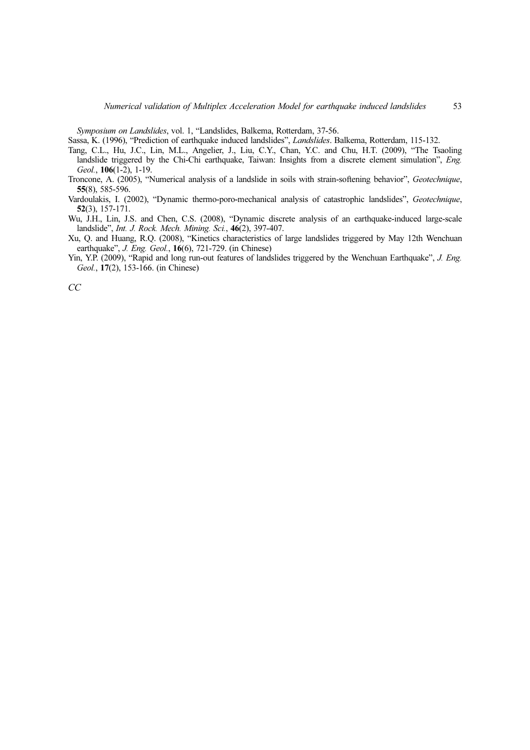*Symposium on Landslides*, vol. 1, "Landslides, Balkema, Rotterdam, 37-56.

Sassa, K. (1996), "Prediction of earthquake induced landslides", *Landslides*. Balkema, Rotterdam, 115-132.

Tang, C.L., Hu, J.C., Lin, M.L., Angelier, J., Liu, C.Y., Chan, Y.C. and Chu, H.T. (2009), "The Tsaoling landslide triggered by the Chi-Chi earthquake, Taiwan: Insights from a discrete element simulation", *Eng. Geol.*, **106**(1-2), 1-19.

Troncone, A. (2005), "Numerical analysis of a landslide in soils with strain-softening behavior", *Geotechnique*, **55**(8), 585-596.

Vardoulakis, I. (2002), "Dynamic thermo-poro-mechanical analysis of catastrophic landslides", *Geotechnique*, **52**(3), 157-171.

Wu, J.H., Lin, J.S. and Chen, C.S. (2008), "Dynamic discrete analysis of an earthquake-induced large-scale landslide", *Int. J. Rock. Mech. Mining. Sci.*, **46**(2), 397-407.

Xu, Q. and Huang, R.Q. (2008), "Kinetics characteristics of large landslides triggered by May 12th Wenchuan earthquake", *J. Eng. Geol.*, **16**(6), 721-729. (in Chinese)

Yin, Y.P. (2009), "Rapid and long run-out features of landslides triggered by the Wenchuan Earthquake", *J. Eng. Geol.*, **17**(2), 153-166. (in Chinese)

*CC*